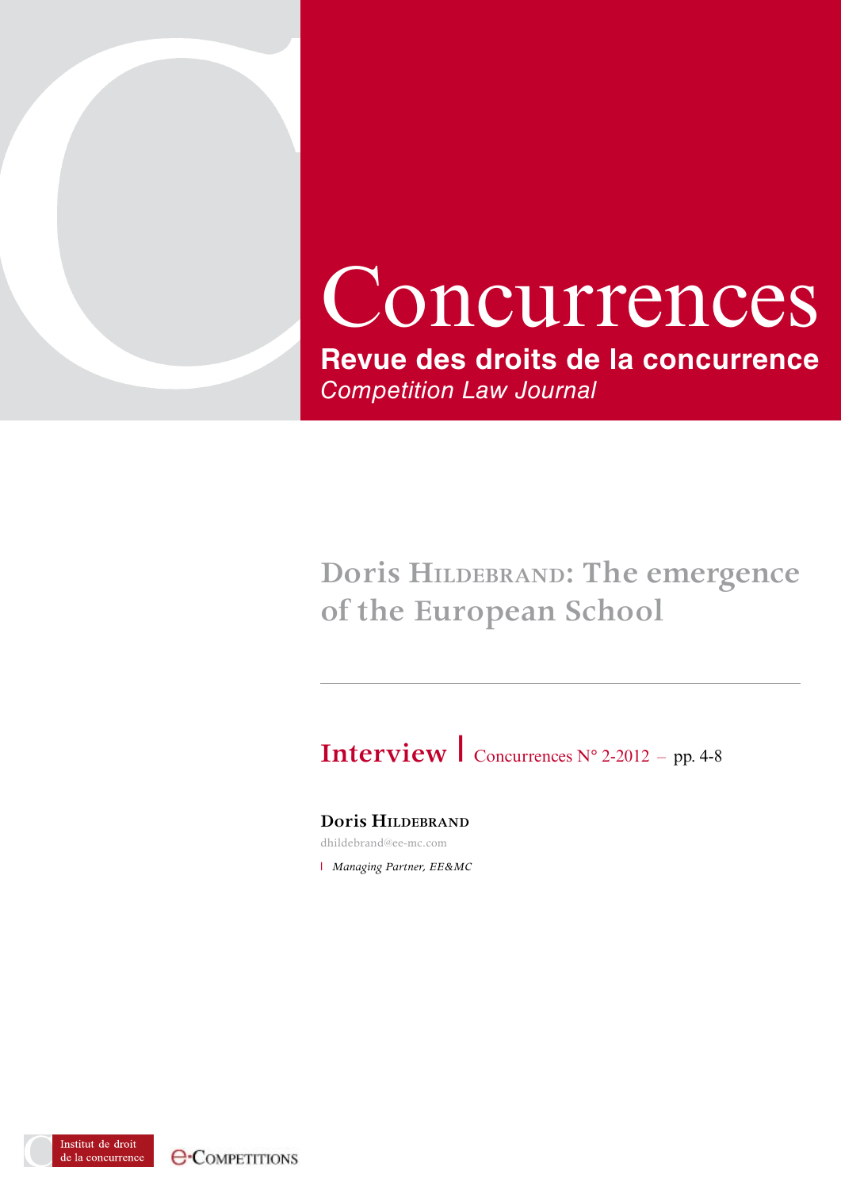# Concurrences

**Revue des droits de la concurrence**
*Competition Law Journal*

## Doris Hildebrand: The emergence of the European School

**Interview** | Concurrences N° 2-2012 – pp. 4-8

**Doris Hildebrand**

dhildebrand@ee-mc.com

*Managing Partner, EE&MC*

Institut de droit de la concurrence

e-Competitions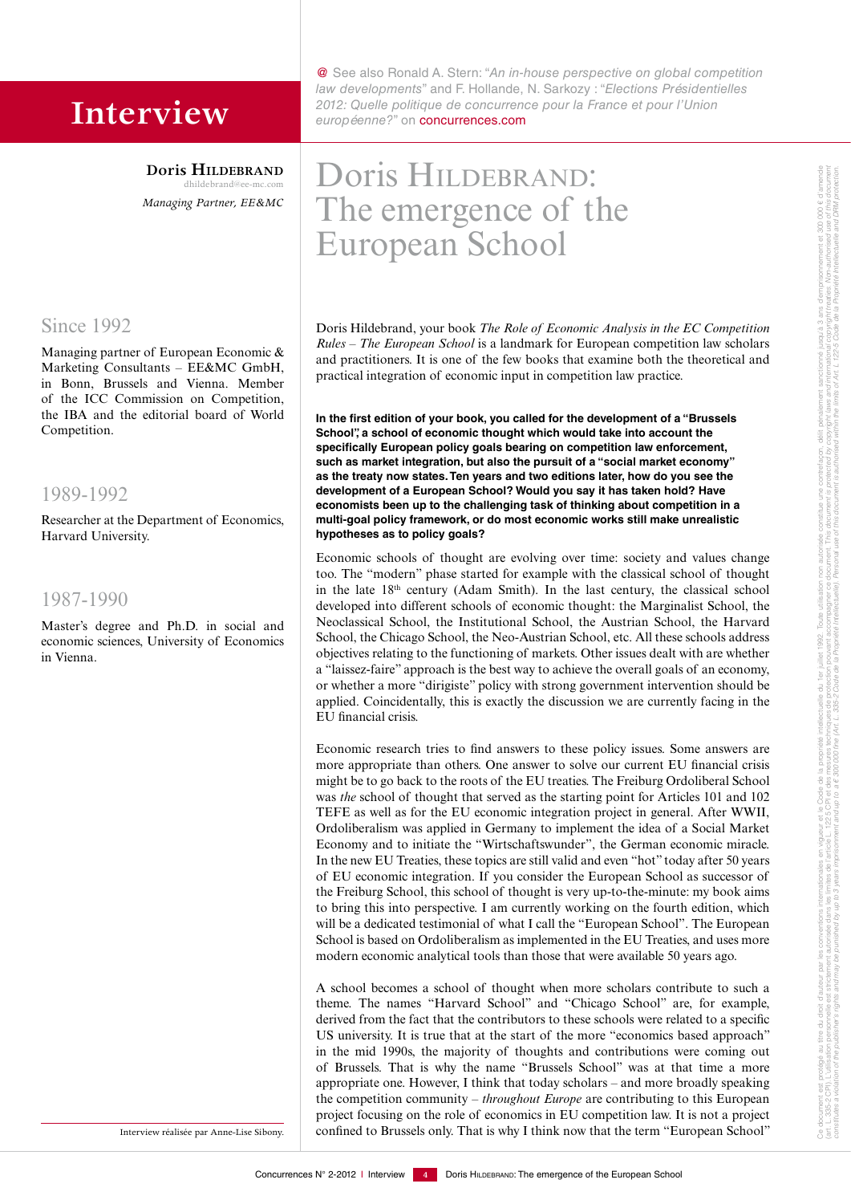# Interview

@ See also Ronald A. Stern: "*An in-house perspective on global competition law developments*" and F. Hollande, N. Sarkozy : "*Elections Présidentielles 2012: Quelle politique de concurrence pour la France et pour l'Union européenne?*" on concurrences.com

**Doris Hildebrand**
dhildebrand@ee-mc.com
*Managing Partner, EE&MC*

## Since 1992

Managing partner of European Economic & Marketing Consultants – EE&MC GmbH, in Bonn, Brussels and Vienna. Member of the ICC Commission on Competition, the IBA and the editorial board of World Competition.

## 1989-1992

Researcher at the Department of Economics, Harvard University.

## 1987-1990

Master's degree and Ph.D. in social and economic sciences, University of Economics in Vienna.

Interview réalisée par Anne-Lise Sibony.

# Doris Hildebrand: The emergence of the European School

Doris Hildebrand, your book *The Role of Economic Analysis in the EC Competition Rules – The European School* is a landmark for European competition law scholars and practitioners. It is one of the few books that examine both the theoretical and practical integration of economic input in competition law practice.

**In the first edition of your book, you called for the development of a "Brussels School", a school of economic thought which would take into account the specifically European policy goals bearing on competition law enforcement, such as market integration, but also the pursuit of a "social market economy" as the treaty now states. Ten years and two editions later, how do you see the development of a European School? Would you say it has taken hold? Have economists been up to the challenging task of thinking about competition in a multi-goal policy framework, or do most economic works still make unrealistic hypotheses as to policy goals?**

Economic schools of thought are evolving over time: society and values change too. The "modern" phase started for example with the classical school of thought in the late 18th century (Adam Smith). In the last century, the classical school developed into different schools of economic thought: the Marginalist School, the Neoclassical School, the Institutional School, the Austrian School, the Harvard School, the Chicago School, the Neo-Austrian School, etc. All these schools address objectives relating to the functioning of markets. Other issues dealt with are whether a "laissez-faire" approach is the best way to achieve the overall goals of an economy, or whether a more "dirigiste" policy with strong government intervention should be applied. Coincidentally, this is exactly the discussion we are currently facing in the EU financial crisis.

Economic research tries to find answers to these policy issues. Some answers are more appropriate than others. One answer to solve our current EU financial crisis might be to go back to the roots of the EU treaties. The Freiburg Ordoliberal School was *the* school of thought that served as the starting point for Articles 101 and 102 TEFE as well as for the EU economic integration project in general. After WWII, Ordoliberalism was applied in Germany to implement the idea of a Social Market Economy and to initiate the "Wirtschaftswunder", the German economic miracle. In the new EU Treaties, these topics are still valid and even "hot" today after 50 years of EU economic integration. If you consider the European School as successor of the Freiburg School, this school of thought is very up-to-the-minute: my book aims to bring this into perspective. I am currently working on the fourth edition, which will be a dedicated testimonial of what I call the "European School". The European School is based on Ordoliberalism as implemented in the EU Treaties, and uses more modern economic analytical tools than those that were available 50 years ago.

A school becomes a school of thought when more scholars contribute to such a theme. The names "Harvard School" and "Chicago School" are, for example, derived from the fact that the contributors to these schools were related to a specific US university. It is true that at the start of the more "economics based approach" in the mid 1990s, the majority of thoughts and contributions were coming out of Brussels. That is why the name "Brussels School" was at that time a more appropriate one. However, I think that today scholars – and more broadly speaking the competition community – *throughout Europe* are contributing to this European project focusing on the role of economics in EU competition law. It is not a project confined to Brussels only. That is why I think now that the term "European School"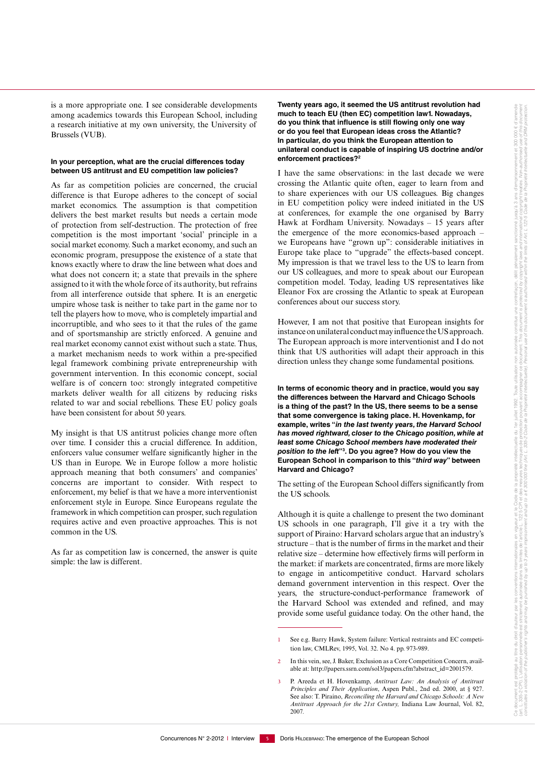is a more appropriate one. I see considerable developments among academics towards this European School, including a research initiative at my own university, the University of Brussels (VUB).

**In your perception, what are the crucial differences today between US antitrust and EU competition law policies?**

As far as competition policies are concerned, the crucial difference is that Europe adheres to the concept of social market economics. The assumption is that competition delivers the best market results but needs a certain mode of protection from self-destruction. The protection of free competition is the most important 'social' principle in a social market economy. Such a market economy, and such an economic program, presuppose the existence of a state that knows exactly where to draw the line between what does and what does not concern it; a state that prevails in the sphere assigned to it with the whole force of its authority, but refrains from all interference outside that sphere. It is an energetic umpire whose task is neither to take part in the game nor to tell the players how to move, who is completely impartial and incorruptible, and who sees to it that the rules of the game and of sportsmanship are strictly enforced. A genuine and real market economy cannot exist without such a state. Thus, a market mechanism needs to work within a pre-specified legal framework combining private entrepreneurship with government intervention. In this economic concept, social welfare is of concern too: strongly integrated competitive markets deliver wealth for all citizens by reducing risks related to war and social rebellions. These EU policy goals have been consistent for about 50 years.

My insight is that US antitrust policies change more often over time. I consider this a crucial difference. In addition, enforcers value consumer welfare significantly higher in the US than in Europe. We in Europe follow a more holistic approach meaning that both consumers' and companies' concerns are important to consider. With respect to enforcement, my belief is that we have a more interventionist enforcement style in Europe. Since Europeans regulate the framework in which competition can prosper, such regulation requires active and even proactive approaches. This is not common in the US.

As far as competition law is concerned, the answer is quite simple: the law is different.

**Twenty years ago, it seemed the US antitrust revolution had much to teach EU (then EC) competition law1. Nowadays, do you think that influence is still flowing only one way or do you feel that European ideas cross the Atlantic? In particular, do you think the European attention to unilateral conduct is capable of inspiring US doctrine and/or enforcement practices?**[2]

I have the same observations: in the last decade we were crossing the Atlantic quite often, eager to learn from and to share experiences with our US colleagues. Big changes in EU competition policy were indeed initiated in the US at conferences, for example the one organised by Barry Hawk at Fordham University. Nowadays – 15 years after the emergence of the more economics-based approach – we Europeans have "grown up": considerable initiatives in Europe take place to "upgrade" the effects-based concept. My impression is that we travel less to the US to learn from our US colleagues, and more to speak about our European competition model. Today, leading US representatives like Eleanor Fox are crossing the Atlantic to speak at European conferences about our success story.

However, I am not that positive that European insights for instance on unilateral conduct may influence the US approach. The European approach is more interventionist and I do not think that US authorities will adapt their approach in this direction unless they change some fundamental positions.

**In terms of economic theory and in practice, would you say the differences between the Harvard and Chicago Schools is a thing of the past? In the US, there seems to be a sense that some convergence is taking place. H. Hovenkamp, for example, writes "*in the last twenty years, the Harvard School has moved rightward, closer to the Chicago position, while at least some Chicago School members have moderated their position to the left*"[3]. Do you agree? How do you view the European School in comparison to this "*third way*" between Harvard and Chicago?**

The setting of the European School differs significantly from the US schools.

Although it is quite a challenge to present the two dominant US schools in one paragraph, I'll give it a try with the support of Piraino: Harvard scholars argue that an industry's structure – that is the number of firms in the market and their relative size – determine how effectively firms will perform in the market: if markets are concentrated, firms are more likely to engage in anticompetitive conduct. Harvard scholars demand government intervention in this respect. Over the years, the structure-conduct-performance framework of the Harvard School was extended and refined, and may provide some useful guidance today. On the other hand, the

---

1 See e.g. Barry Hawk, System failure: Vertical restraints and EC competition law, CMLRev, 1995, Vol. 32. No 4. pp. 973-989.

2 In this vein, see, J. Baker, Exclusion as a Core Competition Concern, available at: http://papers.ssrn.com/sol3/papers.cfm?abstract_id=2001579.

3 P. Areeda et H. Hovenkamp, *Antitrust Law: An Analysis of Antitrust Principles and Their Application*, Aspen Publ., 2nd ed. 2000, at § 927. See also: T. Piraino, *Reconciling the Harvard and Chicago Schools: A New Antitrust Approach for the 21st Century,* Indiana Law Journal, Vol. 82, 2007.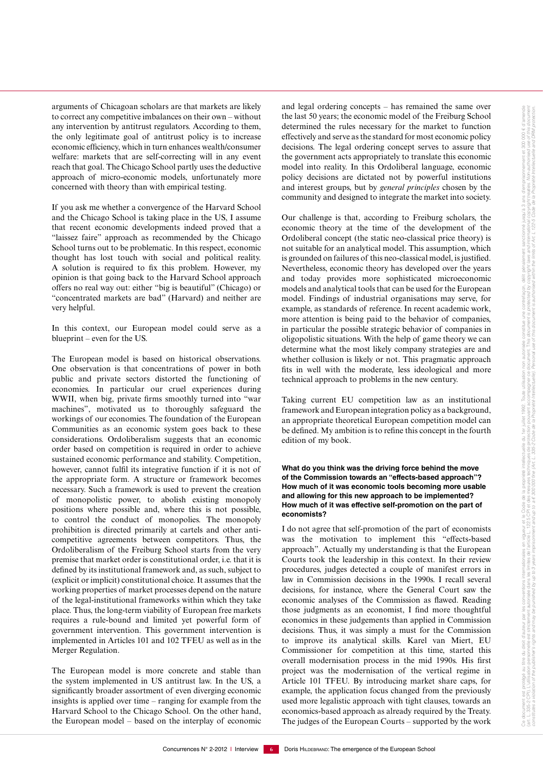arguments of Chicagoan scholars are that markets are likely to correct any competitive imbalances on their own – without any intervention by antitrust regulators. According to them, the only legitimate goal of antitrust policy is to increase economic efficiency, which in turn enhances wealth/consumer welfare: markets that are self-correcting will in any event reach that goal. The Chicago School partly uses the deductive approach of micro-economic models, unfortunately more concerned with theory than with empirical testing.

If you ask me whether a convergence of the Harvard School and the Chicago School is taking place in the US, I assume that recent economic developments indeed proved that a "laissez faire" approach as recommended by the Chicago School turns out to be problematic. In this respect, economic thought has lost touch with social and political reality. A solution is required to fix this problem. However, my opinion is that going back to the Harvard School approach offers no real way out: either "big is beautiful" (Chicago) or "concentrated markets are bad" (Harvard) and neither are very helpful.

In this context, our European model could serve as a blueprint – even for the US.

The European model is based on historical observations. One observation is that concentrations of power in both public and private sectors distorted the functioning of economies. In particular our cruel experiences during WWII, when big, private firms smoothly turned into "war machines", motivated us to thoroughly safeguard the workings of our economies. The foundation of the European Communities as an economic system goes back to these considerations. Ordoliberalism suggests that an economic order based on competition is required in order to achieve sustained economic performance and stability. Competition, however, cannot fulfil its integrative function if it is not of the appropriate form. A structure or framework becomes necessary. Such a framework is used to prevent the creation of monopolistic power, to abolish existing monopoly positions where possible and, where this is not possible, to control the conduct of monopolies. The monopoly prohibition is directed primarily at cartels and other anti-competitive agreements between competitors. Thus, the Ordoliberalism of the Freiburg School starts from the very premise that market order is constitutional order, i.e. that it is defined by its institutional framework and, as such, subject to (explicit or implicit) constitutional choice. It assumes that the working properties of market processes depend on the nature of the legal-institutional frameworks within which they take place. Thus, the long-term viability of European free markets requires a rule-bound and limited yet powerful form of government intervention. This government intervention is implemented in Articles 101 and 102 TFEU as well as in the Merger Regulation.

The European model is more concrete and stable than the system implemented in US antitrust law. In the US, a significantly broader assortment of even diverging economic insights is applied over time – ranging for example from the Harvard School to the Chicago School. On the other hand, the European model – based on the interplay of economic and legal ordering concepts – has remained the same over the last 50 years; the economic model of the Freiburg School determined the rules necessary for the market to function effectively and serve as the standard for most economic policy decisions. The legal ordering concept serves to assure that the government acts appropriately to translate this economic model into reality. In this Ordoliberal language, economic policy decisions are dictated not by powerful institutions and interest groups, but by *general principles* chosen by the community and designed to integrate the market into society.

Our challenge is that, according to Freiburg scholars, the economic theory at the time of the development of the Ordoliberal concept (the static neo-classical price theory) is not suitable for an analytical model. This assumption, which is grounded on failures of this neo-classical model, is justified. Nevertheless, economic theory has developed over the years and today provides more sophisticated microeconomic models and analytical tools that can be used for the European model. Findings of industrial organisations may serve, for example, as standards of reference. In recent academic work, more attention is being paid to the behavior of companies, in particular the possible strategic behavior of companies in oligopolistic situations. With the help of game theory we can determine what the most likely company strategies are and whether collusion is likely or not. This pragmatic approach fits in well with the moderate, less ideological and more technical approach to problems in the new century.

Taking current EU competition law as an institutional framework and European integration policy as a background, an appropriate theoretical European competition model can be defined. My ambition is to refine this concept in the fourth edition of my book.

**What do you think was the driving force behind the move of the Commission towards an "effects-based approach"? How much of it was economic tools becoming more usable and allowing for this new approach to be implemented? How much of it was effective self-promotion on the part of economists?**

I do not agree that self-promotion of the part of economists was the motivation to implement this "effects-based approach". Actually my understanding is that the European Courts took the leadership in this context. In their review procedures, judges detected a couple of manifest errors in law in Commission decisions in the 1990s. I recall several decisions, for instance, where the General Court saw the economic analyses of the Commission as flawed. Reading those judgments as an economist, I find more thoughtful economics in these judgements than applied in Commission decisions. Thus, it was simply a must for the Commission to improve its analytical skills. Karel van Miert, EU Commissioner for competition at this time, started this overall modernisation process in the mid 1990s. His first project was the modernisation of the vertical regime in Article 101 TFEU. By introducing market share caps, for example, the application focus changed from the previously used more legalistic approach with tight clauses, towards an economics-based approach as already required by the Treaty. The judges of the European Courts – supported by the work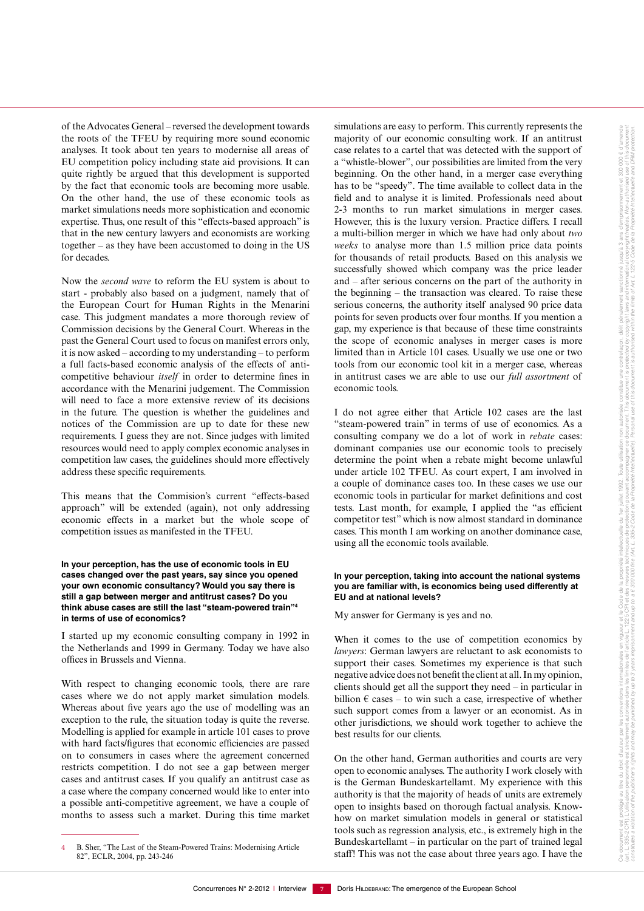of the Advocates General – reversed the development towards the roots of the TFEU by requiring more sound economic analyses. It took about ten years to modernise all areas of EU competition policy including state aid provisions. It can quite rightly be argued that this development is supported by the fact that economic tools are becoming more usable. On the other hand, the use of these economic tools as market simulations needs more sophistication and economic expertise. Thus, one result of this "effects-based approach" is that in the new century lawyers and economists are working together – as they have been accustomed to doing in the US for decades.

Now the *second wave* to reform the EU system is about to start - probably also based on a judgment, namely that of the European Court for Human Rights in the Menarini case. This judgment mandates a more thorough review of Commission decisions by the General Court. Whereas in the past the General Court used to focus on manifest errors only, it is now asked – according to my understanding – to perform a full facts-based economic analysis of the effects of anti-competitive behaviour *itself* in order to determine fines in accordance with the Menarini judgment. The Commission will need to face a more extensive review of its decisions in the future. The question is whether the guidelines and notices of the Commission are up to date for these new requirements. I guess they are not. Since judges with limited resources would need to apply complex economic analyses in competition law cases, the guidelines should more effectively address these specific requirements.

This means that the Commision's current "effects-based approach" will be extended (again), not only addressing economic effects in a market but the whole scope of competition issues as manifested in the TFEU.

**In your perception, has the use of economic tools in EU cases changed over the past years, say since you opened your own economic consultancy? Would you say there is still a gap between merger and antitrust cases? Do you think abuse cases are still the last "steam-powered train"[4] in terms of use of economics?**

I started up my economic consulting company in 1992 in the Netherlands and 1999 in Germany. Today we have also offices in Brussels and Vienna.

With respect to changing economic tools, there are rare cases where we do not apply market simulation models. Whereas about five years ago the use of modelling was an exception to the rule, the situation today is quite the reverse. Modelling is applied for example in article 101 cases to prove with hard facts/figures that economic efficiencies are passed on to consumers in cases where the agreement concerned restricts competition. I do not see a gap between merger cases and antitrust cases. If you qualify an antitrust case as a case where the company concerned would like to enter into a possible anti-competitive agreement, we have a couple of months to assess such a market. During this time market simulations are easy to perform. This currently represents the majority of our economic consulting work. If an antitrust case relates to a cartel that was detected with the support of a "whistle-blower", our possibilities are limited from the very beginning. On the other hand, in a merger case everything has to be "speedy". The time available to collect data in the field and to analyse it is limited. Professionals need about 2-3 months to run market simulations in merger cases. However, this is the luxury version. Practice differs. I recall a multi-billion merger in which we have had only about *two weeks* to analyse more than 1.5 million price data points for thousands of retail products. Based on this analysis we successfully showed which company was the price leader and – after serious concerns on the part of the authority in the beginning – the transaction was cleared. To raise these serious concerns, the authority itself analysed 90 price data points for seven products over four months. If you mention a gap, my experience is that because of these time constraints the scope of economic analyses in merger cases is more limited than in Article 101 cases. Usually we use one or two tools from our economic tool kit in a merger case, whereas in antitrust cases we are able to use our *full assortment* of economic tools.

I do not agree either that Article 102 cases are the last "steam-powered train" in terms of use of economics. As a consulting company we do a lot of work in *rebate* cases: dominant companies use our economic tools to precisely determine the point when a rebate might become unlawful under article 102 TFEU. As court expert, I am involved in a couple of dominance cases too. In these cases we use our economic tools in particular for market definitions and cost tests. Last month, for example, I applied the "as efficient competitor test" which is now almost standard in dominance cases. This month I am working on another dominance case, using all the economic tools available.

**In your perception, taking into account the national systems you are familiar with, is economics being used differently at EU and at national levels?**

My answer for Germany is yes and no.

When it comes to the use of competition economics by *lawyers*: German lawyers are reluctant to ask economists to support their cases. Sometimes my experience is that such negative advice does not benefit the client at all. In my opinion, clients should get all the support they need – in particular in billion € cases – to win such a case, irrespective of whether such support comes from a lawyer or an economist. As in other jurisdictions, we should work together to achieve the best results for our clients.

On the other hand, German authorities and courts are very open to economic analyses. The authority I work closely with is the German Bundeskartellamt. My experience with this authority is that the majority of heads of units are extremely open to insights based on thorough factual analysis. Know-how on market simulation models in general or statistical tools such as regression analysis, etc., is extremely high in the Bundeskartellamt – in particular on the part of trained legal staff! This was not the case about three years ago. I have the

[4] B. Sher, "The Last of the Steam-Powered Trains: Modernising Article 82", ECLR, 2004, pp. 243-246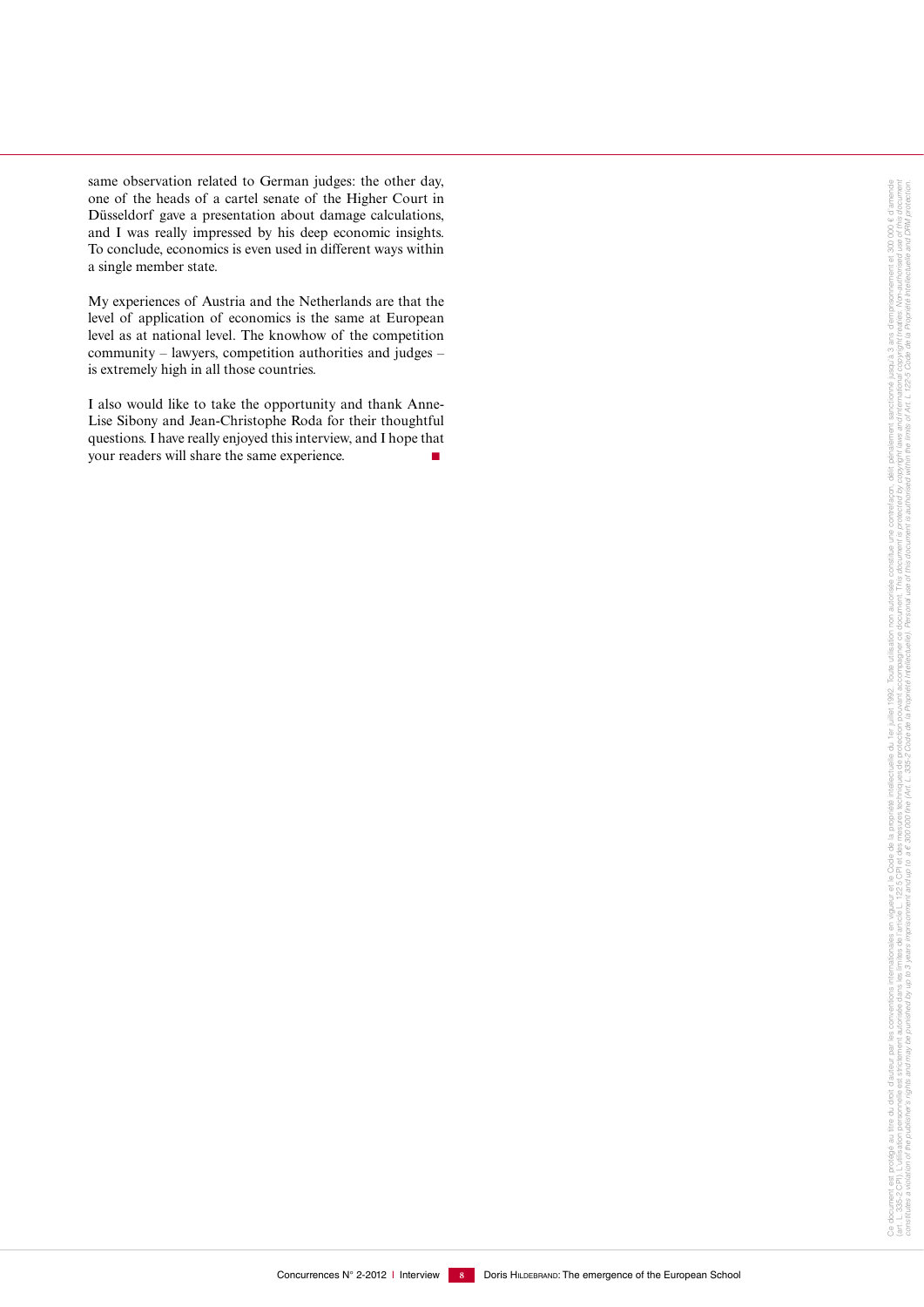same observation related to German judges: the other day, one of the heads of a cartel senate of the Higher Court in Düsseldorf gave a presentation about damage calculations, and I was really impressed by his deep economic insights. To conclude, economics is even used in different ways within a single member state.

My experiences of Austria and the Netherlands are that the level of application of economics is the same at European level as at national level. The knowhow of the competition community – lawyers, competition authorities and judges – is extremely high in all those countries.

I also would like to take the opportunity and thank Anne-Lise Sibony and Jean-Christophe Roda for their thoughtful questions. I have really enjoyed this interview, and I hope that your readers will share the same experience. ■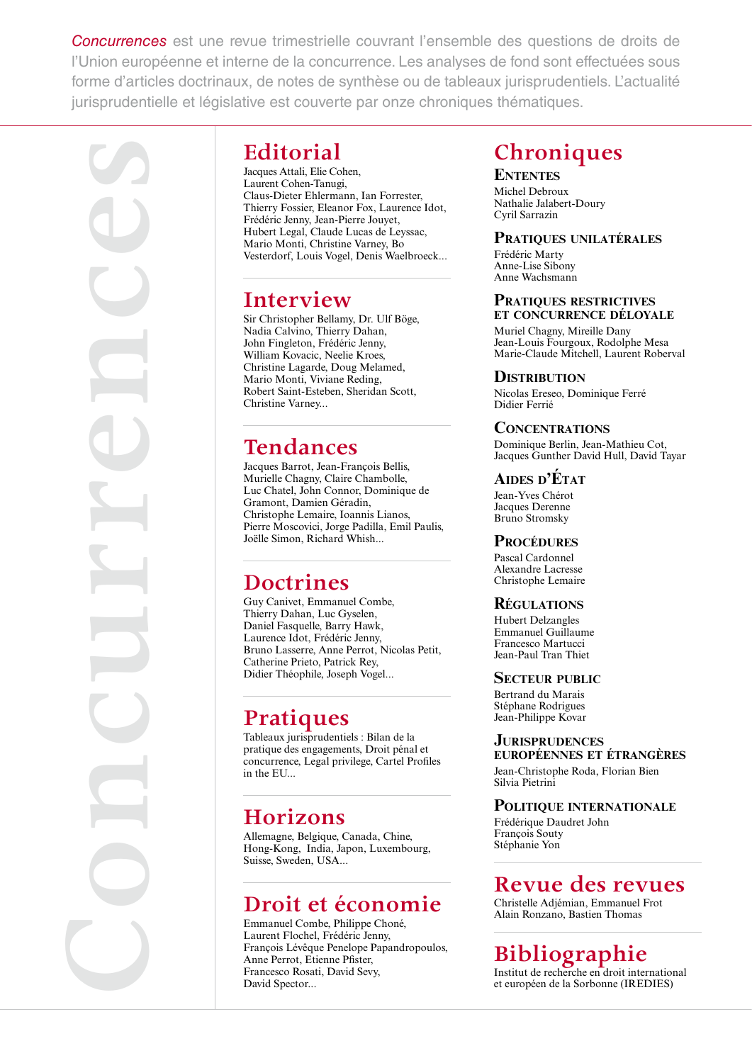*Concurrences* est une revue trimestrielle couvrant l'ensemble des questions de droits de l'Union européenne et interne de la concurrence. Les analyses de fond sont effectuées sous forme d'articles doctrinaux, de notes de synthèse ou de tableaux jurisprudentiels. L'actualité jurisprudentielle et législative est couverte par onze chroniques thématiques.

Concurrences

## Editorial

Jacques Attali, Elie Cohen, Laurent Cohen-Tanugi, Claus-Dieter Ehlermann, Ian Forrester, Thierry Fossier, Eleanor Fox, Laurence Idot, Frédéric Jenny, Jean-Pierre Jouyet, Hubert Legal, Claude Lucas de Leyssac, Mario Monti, Christine Varney, Bo Vesterdorf, Louis Vogel, Denis Waelbroeck...

## Interview

Sir Christopher Bellamy, Dr. Ulf Böge, Nadia Calvino, Thierry Dahan, John Fingleton, Frédéric Jenny, William Kovacic, Neelie Kroes, Christine Lagarde, Doug Melamed, Mario Monti, Viviane Reding, Robert Saint-Esteben, Sheridan Scott, Christine Varney...

## Tendances

Jacques Barrot, Jean-François Bellis, Murielle Chagny, Claire Chambolle, Luc Chatel, John Connor, Dominique de Gramont, Damien Géradin, Christophe Lemaire, Ioannis Lianos, Pierre Moscovici, Jorge Padilla, Emil Paulis, Joëlle Simon, Richard Whish...

## Doctrines

Guy Canivet, Emmanuel Combe, Thierry Dahan, Luc Gyselen, Daniel Fasquelle, Barry Hawk, Laurence Idot, Frédéric Jenny, Bruno Lasserre, Anne Perrot, Nicolas Petit, Catherine Prieto, Patrick Rey, Didier Théophile, Joseph Vogel...

## Pratiques

Tableaux jurisprudentiels : Bilan de la pratique des engagements, Droit pénal et concurrence, Legal privilege, Cartel Profiles in the EU...

## Horizons

Allemagne, Belgique, Canada, Chine, Hong-Kong, India, Japon, Luxembourg, Suisse, Sweden, USA...

## Droit et économie

Emmanuel Combe, Philippe Choné, Laurent Flochel, Frédéric Jenny, François Lévêque Penelope Papandropoulos, Anne Perrot, Etienne Pfister, Francesco Rosati, David Sevy, David Spector...

## Chroniques

### Ententes

Michel Debroux
Nathalie Jalabert-Doury
Cyril Sarrazin

### Pratiques unilatérales

Frédéric Marty
Anne-Lise Sibony
Anne Wachsmann

### Pratiques restrictives et concurrence déloyale

Muriel Chagny, Mireille Dany
Jean-Louis Fourgoux, Rodolphe Mesa
Marie-Claude Mitchell, Laurent Roberval

### Distribution

Nicolas Ereseo, Dominique Ferré
Didier Ferrié

### Concentrations

Dominique Berlin, Jean-Mathieu Cot,
Jacques Gunther David Hull, David Tayar

### Aides d'État

Jean-Yves Chérot
Jacques Derenne
Bruno Stromsky

### Procédures

Pascal Cardonnel
Alexandre Lacresse
Christophe Lemaire

### Régulations

Hubert Delzangles
Emmanuel Guillaume
Francesco Martucci
Jean-Paul Tran Thiet

### Secteur public

Bertrand du Marais
Stéphane Rodrigues
Jean-Philippe Kovar

### Jurisprudences européennes et étrangères

Jean-Christophe Roda, Florian Bien
Silvia Pietrini

### Politique internationale

Frédérique Daudret John
François Souty
Stéphanie Yon

## Revue des revues

Christelle Adjémian, Emmanuel Frot
Alain Ronzano, Bastien Thomas

## Bibliographie

Institut de recherche en droit international et européen de la Sorbonne (IREDIES)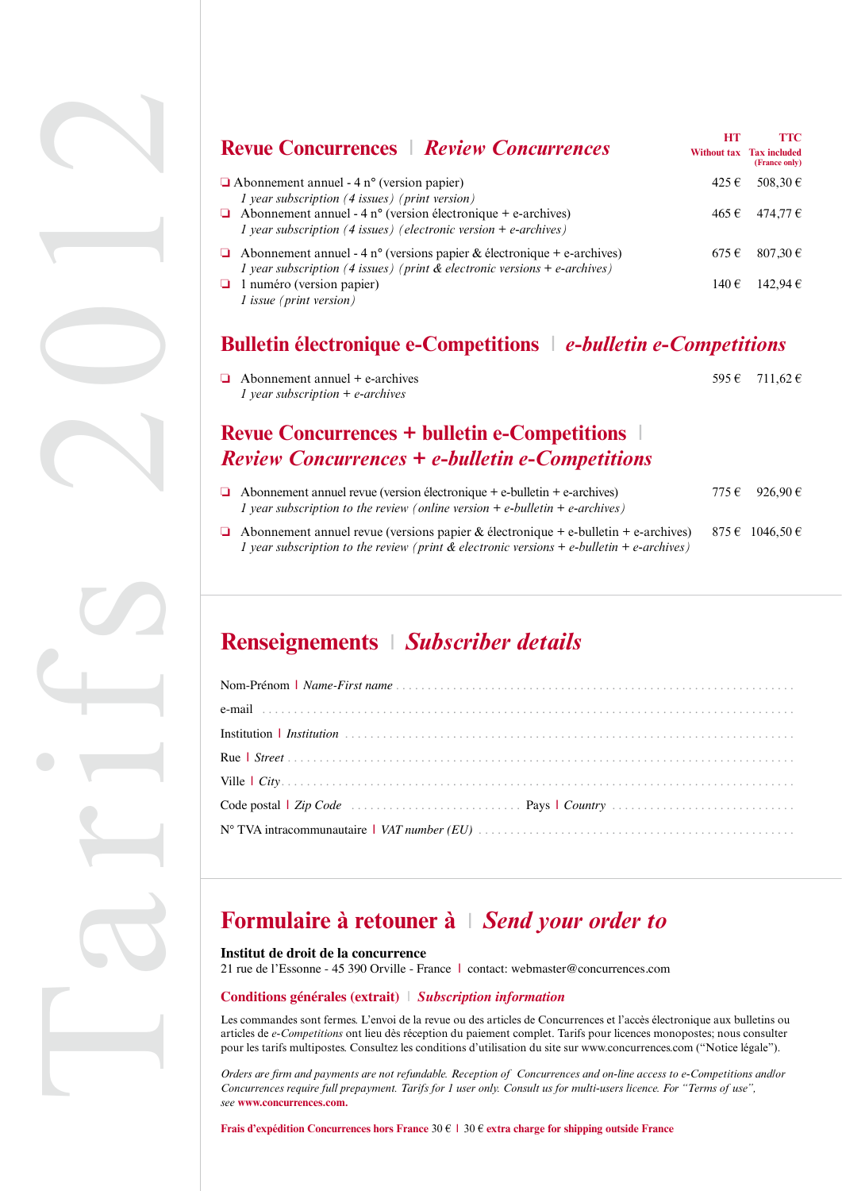# Tarifs 2012

## Revue Concurrences | *Review Concurrences*

| | HT *Without tax* | TTC *Tax included (France only)* |
|---|---|---|
| ❑ Abonnement annuel - 4 n° (version papier) *1 year subscription (4 issues) (print version)* | 425 € | 508,30 € |
| ❑ Abonnement annuel - 4 n° (version électronique + e-archives) *1 year subscription (4 issues) (electronic version + e-archives)* | 465 € | 474,77 € |
| ❑ Abonnement annuel - 4 n° (versions papier & électronique + e-archives) *1 year subscription (4 issues) (print & electronic versions + e-archives)* | 675 € | 807,30 € |
| ❑ 1 numéro (version papier) *1 issue (print version)* | 140 € | 142,94 € |

## Bulletin électronique e-Competitions | *e-bulletin e-Competitions*

| | | |
|---|---|---|
| ❑ Abonnement annuel + e-archives *1 year subscription + e-archives* | 595 € | 711,62 € |

## Revue Concurrences + bulletin e-Competitions | *Review Concurrences + e-bulletin e-Competitions*

| | | |
|---|---|---|
| ❑ Abonnement annuel revue (version électronique + e-bulletin + e-archives) *1 year subscription to the review (online version + e-bulletin + e-archives)* | 775 € | 926,90 € |
| ❑ Abonnement annuel revue (versions papier & électronique + e-bulletin + e-archives) *1 year subscription to the review (print & electronic versions + e-bulletin + e-archives)* | 875 € | 1046,50 € |

## Renseignements | *Subscriber details*

Nom-Prénom | *Name-First name* ..............................................

e-mail ..............................................

Institution | *Institution* ..............................................

Rue | *Street* ..............................................

Ville | *City* ..............................................

Code postal | *Zip Code* .............................. Pays | *Country* ..............................

N° TVA intracommunautaire | *VAT number (EU)* ..............................................

## Formulaire à retouner à | *Send your order to*

**Institut de droit de la concurrence**
21 rue de l'Essonne - 45 390 Orville - France | contact: webmaster@concurrences.com

### Conditions générales (extrait) | *Subscription information*

Les commandes sont fermes. L'envoi de la revue ou des articles de Concurrences et l'accès électronique aux bulletins ou articles de *e-Competitions* ont lieu dès réception du paiement complet. Tarifs pour licences monopostes; nous consulter pour les tarifs multipostes. Consultez les conditions d'utilisation du site sur www.concurrences.com ("Notice légale").

*Orders are firm and payments are not refundable. Reception of Concurrences and on-line access to e-Competitions and/or Concurrences require full prepayment. Tarifs for 1 user only. Consult us for multi-users licence. For "Terms of use", see* **www.concurrences.com.**

**Frais d'expédition Concurrences hors France** 30 € | 30 € **extra charge for shipping outside France**